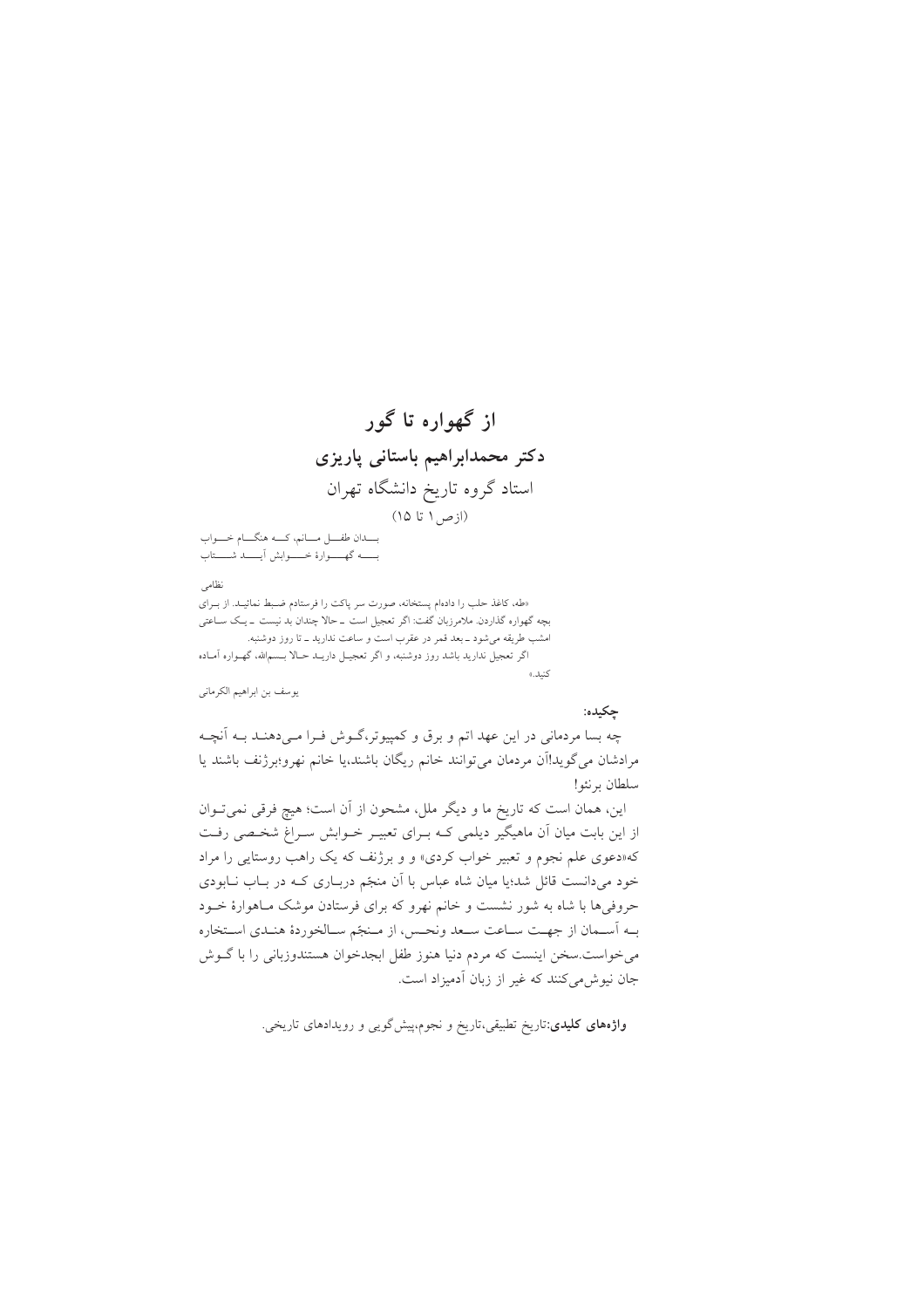# از گهواره تا گور

## دکتر محمدابراهیم باستانی پاریزی

استاد گروه تاریخ دانشگاه تهران

(ازص۱ تا ۱۵)

بدان طفل مانم، که هنگام خواب
به گهوارهٔ خوابش آید شتاب

نظامی

«طه، کاغذ حلب را دادم پستخانه، صورت سر پاکت را فرستادم ضبط نمائید. از برای بچه گهواره گذاردن. ملامرزبان گفت: اگر تعجیل است ــ حالا چندان بد نیست ــ یک ساعتی امشب طریقه می‌شود ــ بعد قمر در عقرب است و ساعت ندارید ــ تا روز دوشنبه.
اگر تعجیل ندارید باشد روز دوشنبه، و اگر تعجیل دارید حالا بسم‌الله، گهواره آماده کنید.»

یوسف بن ابراهیم الکرمانی

**چکیده:**

چه بسا مردمانی در این عهد اتم و برق و کمپیوتر،گوش فرا می‌دهند به آنچه مرادشان می‌گوید!آن مردمان می‌توانند خانم ریگان باشند،یا خانم نهرو؛برژنف باشند یا سلطان برنئو!

این، همان است که تاریخ ما و دیگر ملل، مشحون از آن است؛ هیچ فرقی نمی‌توان از این بابت میان آن ماهیگیر دیلمی که برای تعبیر خوابش سراغ شخصی رفت که«دعوی علم نجوم و تعبیر خواب کردی» و و برژنف که یک راهب روستایی را مراد خود می‌دانست قائل شد؛یا میان شاه عباس با آن منجّم درباری که در باب نابودی حروفی‌ها با شاه به شور نشست و خانم نهرو که برای فرستادن موشک ماهوارهٔ خود به آسمان از جهت ساعت سعد ونحس، از منجّم سالخوردهٔ هندی استخاره می‌خواست.سخن اینست که مردم دنیا هنوز طفل ابجدخوان هستندوزبانی را با گوش جان نیوش می‌کنند که غیر از زبان آدمیزاد است.

**واژه‌های کلیدی:**تاریخ تطبیقی،تاریخ و نجوم،پیش‌گویی و رویدادهای تاریخی.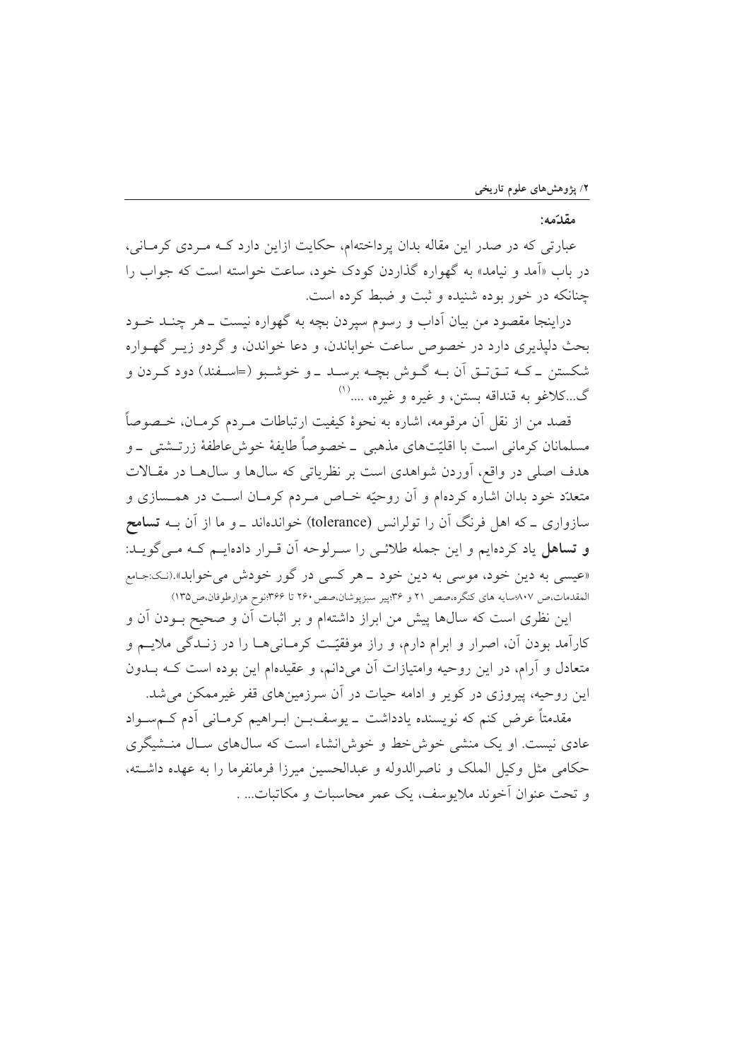## مقدّمه:

عبارتی که در صدر این مقاله بدان پرداخته‌ام، حکایت ازاین دارد کـه مـردی کرمـانی، در باب «آمد و نیامد» به گهواره گذاردن کودک خود، ساعت خواسته است که جواب را چنانکه در خور بوده شنیده و ثبت و ضبط کرده است.

دراینجا مقصود من بیان آداب و رسوم سپردن بچه به گهواره نیست ـ هر چنـد خـود بحث دلپذیری دارد در خصوص ساعت خواباندن، و دعا خواندن، و گردو زیـر گهـواره شکستن ـ کـه تـق‌تـق آن بـه گـوش بچـه برسـد ـ و خوشبـو (=اسـفند) دود کـردن و گـ...کلاغو به قنداقه بستن، و غیره و غیره، ....[1]

قصد من از نقل آن مرقومه، اشاره به نحوهٔ کیفیت ارتباطات مـردم کرمـان، خـصوصاً مسلمانان کرمانی است با اقلیّت‌های مذهبی ـ خصوصاً طایفهٔ خوش‌عاطفهٔ زرتـشتی ـ و هدف اصلی در واقع، آوردن شواهدی است بر نظریاتی که سال‌ها و سال‌هـا در مقـالات متعدّد خود بدان اشاره کرده‌ام و آن روحیّه خـاص مـردم کرمـان اسـت در همـسازی و سازواری ـ که اهل فرنگ آن را تولرانس (tolerance) خوانده‌اند ـ و ما از آن بـه **تسامح و تساهل** یاد کرده‌ایم و این جمله طلائـی را سـرلوحه آن قـرار داده‌ایـم کـه مـی‌گویـد: «عیسی به دین خود، موسی به دین خود ـ هر کسی در گور خودش می‌خوابد».(نک:جـامع المقدمات،ص ۸۰۷؛سایه های کنگره،صص ۲۱ و ۳۶؛پیر سبزپوشان،صص۲۶۰ تا ۳۶۶؛نوح هزارطوفان،ص۱۳۵)

این نظری است که سال‌ها پیش من ابراز داشته‌ام و بر اثبات آن و صحیح بـودن آن و کارآمد بودن آن، اصرار و ابرام دارم، و راز موفقیّـت کرمـانی‌هـا را در زنـدگی ملایـم و متعادل و آرام، در این روحیه وامتیازات آن می‌دانم، و عقیده‌ام این بوده است کـه بـدون این روحیه، پیروزی در کویر و ادامه حیات در آن سرزمین‌های قفر غیرممکن می‌شد.

مقدمتاً عرض کنم که نویسنده یادداشت ـ یوسف‌بـن ابـراهیم کرمـانی آدم کـم‌سـواد عادی نیست. او یک منشی خوش‌خط و خوش‌انشاء است که سال‌های سـال منـشیگری حکامی مثل وکیل الملک و ناصرالدوله و عبدالحسین میرزا فرمانفرما را به عهده داشـته، و تحت عنوان آخوند ملایوسف، یک عمر محاسبات و مکاتبات... .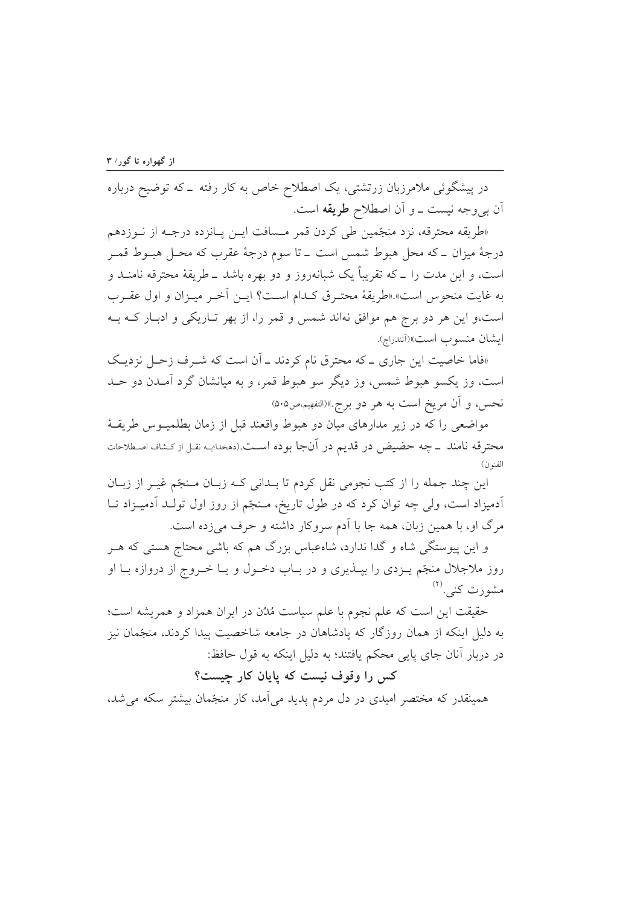در پیشگوئی ملامرزبان زرتشتی، یک اصطلاح خاص به کار رفته ـ که توضیح درباره آن بی‌وجه نیست ـ و آن اصطلاح **طریقه** است.

«طریقه محترقه، نزد منجّمین طی کردن قمر مسافت این پانزده درجه از نوزدهم درجهٔ میزان ـ که محل هبوط شمس است ـ تا سوم درجهٔ عقرب که محل هبوط قمر است، و این مدت را ـ که تقریباً یک شبانه‌روز و دو بهره باشد ـ طریقهٔ محترقه نامند و به غایت منحوس است».«طریقهٔ محترق کدام است؟ این آخر میزان و اول عقرب است،و این هر دو برج هم موافق نه‌اند شمس و قمر را، از بهر تاریکی و ادبار که به ایشان منسوب است»(آنندراج).

«فاما خاصیت این جاری ـ که محترق نام کردند ـ آن است که شرف زحل نزدیک است، وز یکسو هبوط شمس، وز دیگر سو هبوط قمر، و به میانشان گرد آمدن دو حد نحس، و آن مریخ است به هر دو برج.»(التفهیم،ص۵۰۵)

مواضعی را که در زیر مدارهای میان دو هبوط واقعند قبل از زمان بطلمیوس طریقهٔ محترقه نامند ـ چه حضیض در قدیم در آن‌جا بوده است.(دهخدا؛به نقل از کشاف اصطلاحات الفنون)

این چند جمله را از کتب نجومی نقل کردم تا بدانی که زبان منجّم غیر از زبان آدمیزاد است، ولی چه توان کرد که در طول تاریخ، منجّم از روز اول تولد آدمیزاد تا مرگ او، با همین زبان، همه جا با آدم سروکار داشته و حرف می‌زده است.

و این پیوستگی شاه و گدا ندارد، شاه‌عباس بزرگ هم که باشی محتاج هستی که هر روز ملاجلال منجّم یزدی را بپذیری و در باب دخول و یا خروج از دروازه با او مشورت کنی.[۲]

حقیقت این است که علم نجوم با علم سیاست مُدُن در ایران همزاد و همریشه است؛ به دلیل اینکه از همان روزگار که پادشاهان در جامعه شاخصیت پیدا کردند، منجّمان نیز در دربار آنان جای پایی محکم یافتند؛ به دلیل اینکه به قول حافظ:

**کس را وقوف نیست که پایان کار چیست؟**

همینقدر که مختصر امیدی در دل مردم پدید می‌آمد، کار منجّمان بیشتر سکه می‌شد،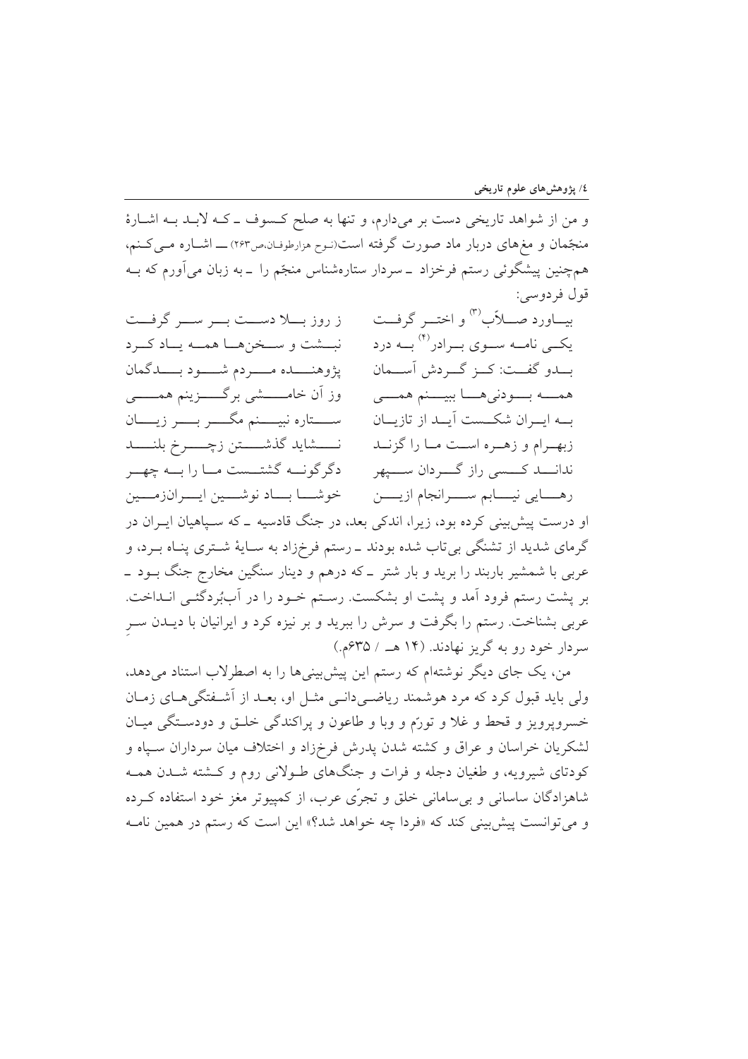و من از شواهد تاریخی دست بر می‌دارم، و تنها به صلح کسوف ـ که لابد به اشارهٔ منجّمان و مغ‌های دربار ماد صورت گرفته است(نوح هزارطوفان،ص۲۶۳) ـــ اشاره می‌کنم، هم‌چنین پیشگوئی رستم فرخزاد ـ سردار ستاره‌شناس منجّم را ـ به زبان می‌آورم که به قول فردوسی:

بیاورد صلّاب[3] و اختر گرفت — ز روز بلا دست بر سر گرفت
یکی نامه سوی برادر[4] به درد — نبشت و سخن‌ها همه یاد کرد
بدو گفت: کز گردش آسمان — پژوهنده مردم شود بدگمان
همه بودنی‌ها ببینم همی — وز آن خامشی برگزینم همی
به ایران شکست آید از تازیان — ستاره نبینم مگر بر زیان
زبهرام و زهره است ما را گزند — نشاید گذشتن زچرخ بلند
نداند کسی راز گردان سپهر — دگرگونه گشتست ما را به چهر
رهایی نیابم سرانجام ازین — خوشا باد نوشین ایران‌زمین

او درست پیش‌بینی کرده بود، زیرا، اندکی بعد، در جنگ قادسیه ـ که سپاهیان ایران در گرمای شدید از تشنگی بی‌تاب شده بودند ـ رستم فرخزاد به سایهٔ شتری پناه برد، و عربی با شمشیر باربند را برید و بار شتر ـ که درهم و دینار سنگین مخارج جنگ بود ـ بر پشت رستم فرود آمد و پشت او بشکست. رستم خود را در آب‌بُردگئی انداخت. عربی بشناخت. رستم را بگرفت و سرش را ببرید و بر نیزه کرد و ایرانیان با دیدن سرِ سردار خود رو به گریز نهادند. (۱۴ هـ / ۶۳۵م.)

من، یک جای دیگر نوشته‌ام که رستم این پیش‌بینی‌ها را به اصطرلاب استناد می‌دهد، ولی باید قبول کرد که مرد هوشمند ریاضی‌دانی مثل او، بعد از آشفتگی‌های زمان خسروپرویز و قحط و غلا و تورّم و وبا و طاعون و پراکندگی خلق و دودستگی میان لشکریان خراسان و عراق و کشته شدن پدرش فرخزاد و اختلاف میان سرداران سپاه و کودتای شیرویه، و طغیان دجله و فرات و جنگ‌های طولانی روم و کشته شدن همه شاهزادگان ساسانی و بی‌سامانی خلق و تجرّی عرب، از کمپیوتر مغز خود استفاده کرده و می‌توانست پیش‌بینی کند که «فردا چه خواهد شد؟» این است که رستم در همین نامه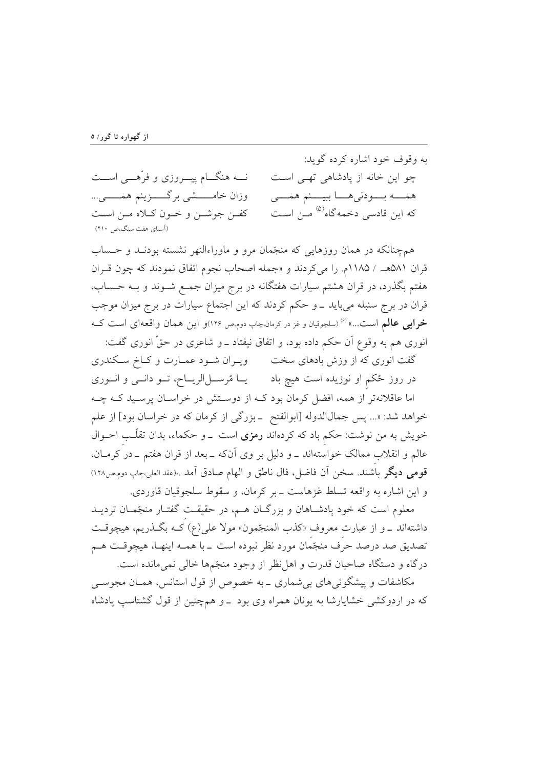به وقوف خود اشاره کرده گوید:

چو این خانه از پادشاهی تهی است — نه هنگام پیروزی و فرّهی است

همه بودنی‌ها ببینم همی — وزان خامشی برگزینم همی...

که این قادسی دخمه‌گاه(۵) من است — کفن جوشن و خون کلاه من است

(آسیای هفت سنگ،ص ۲۱۰)

همچنانکه در همان روزهایی که منجّمان مرو و ماوراءالنهر نشسته بودند و حساب قران ۵۸۱هـ / ۱۱۸۵م. را می‌کردند و «جمله اصحاب نجوم اتفاق نمودند که چون قران هفتم بگذرد، در قران هشتم سیارات هفتگانه در برج میزان جمع شوند و به حساب، قران در برج سنبله می‌باید ـ و حکم کردند که این اجتماع سیارات در برج میزان موجب **خرابی عالم** است...» (۶) (سلجوقیان و غز در کرمان،چاپ دوم،ص ۱۲۶)و این همان واقعه‌ای است که انوری هم به وقوع آن حکم داده بود، و اتفاق نیفتاد ـ و شاعری در حقّ انوری گفت:

گفت انوری که از وزش بادهای سخت — ویران شود عمارت و کاخ سکندری

در روز حُکمِ او نوزیده است هیچ باد — یا مُرسلالریاح، تو دانی و انوری

اما عاقلانه‌تر از همه، افضل کرمان بود که از دوستش در خراسان پرسید که چه خواهد شد: «... پس جمال‌الدوله [ابوالفتح ـ بزرگی از کرمان که در خراسان بود] از علم خویش به من نوشت: حکمِ باد که کرده‌اند **رمزی** است ـ و حکماء، بدان تقلّبِ احوال عالم و انقلابِ ممالک خواسته‌اند ـ و دلیل بر وی آن‌که ـ بعد از قران هفتم ـ در کرمان، **قومی دیگر** باشند. سخن آن فاضل، فال ناطق و الهام صادق آمد...»(عقد العلی،چاپ دوم،ص۱۲۸) و این اشاره به واقعه تسلط غزهاست ـ بر کرمان، و سقوط سلجوقیان قاوردی.

معلوم است که خود پادشاهان و بزرگان هم، در حقیقتِ گفتار منجّمان تردید داشته‌اند ـ و از عبارت معروف «کذب المنجّمون» مولا علی(ع) که بگذریم، هیچوقت تصدیق صد درصد حرفِ منجّمان مورد نظر نبوده است ـ با همه اینها، هیچوقت هم درگاه و دستگاه صاحبان قدرت و اهل‌نظر از وجود منجّم‌ها خالی نمی‌مانده است.

مکاشفات و پیشگوئی‌های بی‌شماری ـ به خصوص از قول استانس، همان مجوسی که در اردوکشی خشایارشا به یونان همراه وی بود ـ و همچنین از قول گشتاسپ پادشاه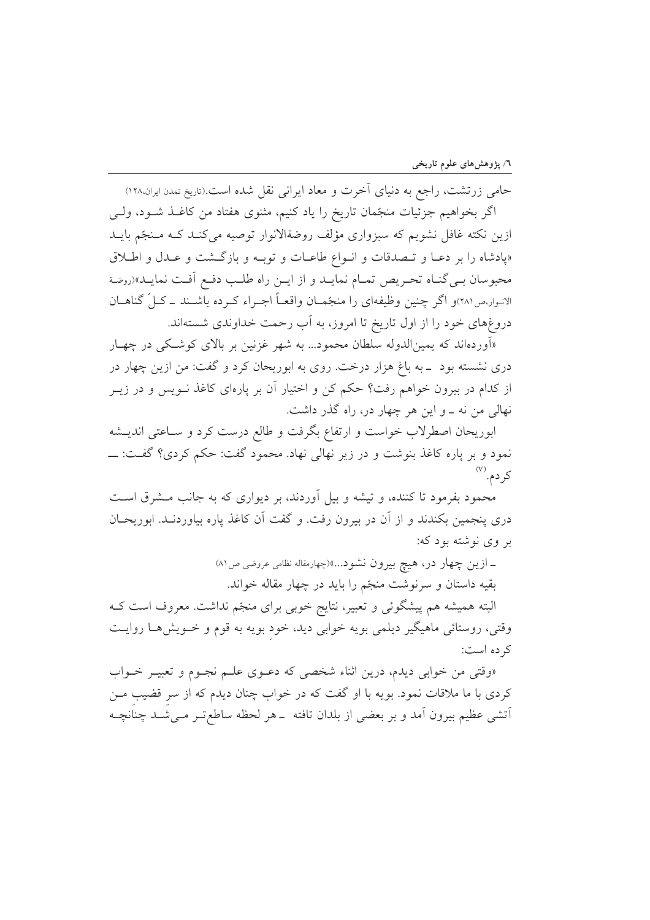حامی زرتشت، راجع به دنیای آخرت و معاد ایرانی نقل شده است.(تاریخ تمدن ایران،۱۲۸)

اگر بخواهیم جزئیات منجّمان تاریخ را یاد کنیم، مثنوی هفتاد من کاغذ شود، ولی ازین نکته غافل نشویم که سبزواری مؤلف روضةالانوار توصیه می‌کند که منجّم باید «پادشاه را بر دعا و تصدقات و انواع طاعات و توبه و بازگشت و عدل و اطلاق محبوسان بی‌گناه تحریص تمام نماید و از این راه طلب دفع آفت نماید»(روضة الانوار،ص۲۸۱)و اگر چنین وظیفه‌ای را منجّمان واقعاً اجراء کرده باشند ـ کلّ گناهان دروغ‌های خود را از اول تاریخ تا امروز، به آب رحمت خداوندی شسته‌اند.

«آورده‌اند که یمین‌الدوله سلطان محمود... به شهر غزنین بر بالای کوشکی در چهار دری نشسته بود ـ به باغ هزار درخت. روی به ابوریحان کرد و گفت: من ازین چهار در از کدام در بیرون خواهم رفت؟ حکم کن و اختیار آن بر پاره‌ای کاغذ نویس و در زیر نهالی من نه ـ و این هر چهار در، راه گذر داشت.

ابوریحان اصطرلاب خواست و ارتفاع بگرفت و طالع درست کرد و ساعتی اندیشه نمود و بر پاره کاغذ بنوشت و در زیر نهالی نهاد. محمود گفت: حکم کردی؟ گفت: ـــ کردم.[۷]

محمود بفرمود تا کننده، و تیشه و بیل آوردند، بر دیواری که به جانب مشرق است دری پنجمین بکندند و از آن در بیرون رفت. و گفت آن کاغذ پاره بیاورند. ابوریحان بر وی نوشته بود که:

ـ ازین چهار در، هیچ بیرون نشود...»(چهارمقاله نظامی عروضی ص۸۱)

بقیه داستان و سرنوشت منجّم را باید در چهار مقاله خواند.

البته همیشه هم پیشگوئی و تعبیر، نتایج خوبی برای منجّم نداشت. معروف است که وقتی، روستائی ماهیگیر دیلمی بویه خوابی دید، خودِ بویه به قوم و خویش‌ها روایت کرده است:

«وقتی من خوابی دیدم، درین اثناء شخصی که دعوی علم نجوم و تعبیر خواب کردی با ما ملاقات نمود. بویه با او گفت که در خواب چنان دیدم که از سرِ قضیبِ من آتشی عظیم بیرون آمد و بر بعضی از بلدان تافته ـ هر لحظه ساطع‌تر می‌شد چنانچه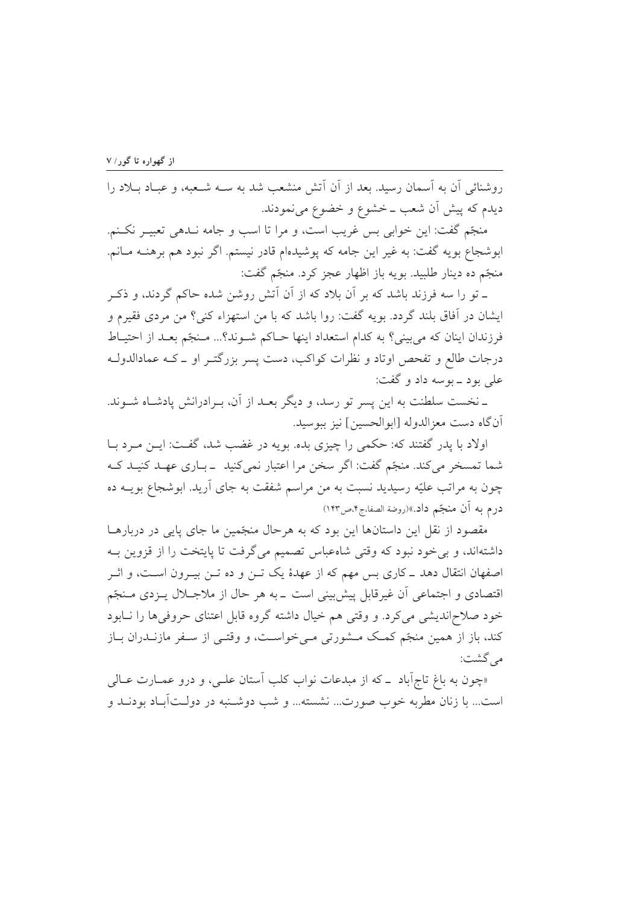روشنائی آن به آسمان رسید. بعد از آن آتش منشعب شد به سه شعبه، و عباد بلاد را دیدم که پیش آن شعب ـ خشوع و خضوع می‌نمودند.

منجّم گفت: این خوابی بس غریب است، و مرا تا اسب و جامه نـدهی تعبیـر نکـنم. ابوشجاع بویه گفت: به غیر این جامه که پوشیده‌ام قادر نیستم. اگر نبود هم برهنـه مـانم. منجّم ده دینار طلبید. بویه باز اظهار عجز کرد. منجّم گفت:

ـ تو را سه فرزند باشد که بر آن بلاد که از آن آتش روشن شده حاکم گردند، و ذکـر ایشان در آفاق بلند گردد. بویه گفت: روا باشد که با من استهزاء کنی؟ من مردی فقیرم و فرزندان اینان که می‌بینی؟ به کدام استعداد اینها حـاکم شـوند؟... مـنجّم بعـد از احتیـاط درجات طالع و تفحص اوتاد و نظرات کواکب، دست پسر بزرگتـر او ـ کـه عمادالدولـه علی بود ـ بوسه داد و گفت:

ـ نخست سلطنت به این پسر تو رسد، و دیگر بعـد از آن، بـرادرانش پادشـاه شـوند. آن‌گاه دست معزالدوله [ابوالحسین] نیز ببوسید.

اولاد با پدر گفتند که: حکمی را چیزی بده. بویه در غضب شد، گفـت: ایـن مـرد بـا شما تمسخر می‌کند. منجّم گفت: اگر سخن مرا اعتبار نمی‌کنید ـ بـاری عهـد کنیـد کـه چون به مراتب علیّه رسیدید نسبت به من مراسم شفقت به جای آرید. ابوشجاع بویـه ده درم به آن منجّم داد.» (روضة الصفا، ج۴، ص۱۴۳)

مقصود از نقل این داستان‌ها این بود که به هرحال منجّمین ما جای پایی در دربارهـا داشته‌اند، و بی‌خود نبود که وقتی شاه‌عباس تصمیم می‌گرفت تا پایتخت را از قزوین بـه اصفهان انتقال دهد ـ کاری بس مهم که از عهدهٔ یک تـن و ده تـن بیـرون اسـت، و اثـر اقتصادی و اجتماعی آن غیرقابل پیش‌بینی است ـ به هر حال از ملاجـلال یـزدی مـنجّم خود صلاح‌اندیشی می‌کرد. و وقتی هم خیال داشته گروه قابل اعتنای حروفی‌ها را نـابود کند، باز از همین منجّم کمـک مـشورتی مـی‌خواسـت، و وقتـی از سـفر مازنـدران بـاز می‌گشت:

«چون به باغ تاج‌آباد ـ که از مبدعات نواب کلب آستان علـی، و درو عمـارت عـالی است... با زنان مطربه خوب صورت... نشسته... و شب دوشـنبه در دولـت‌آبـاد بودنـد و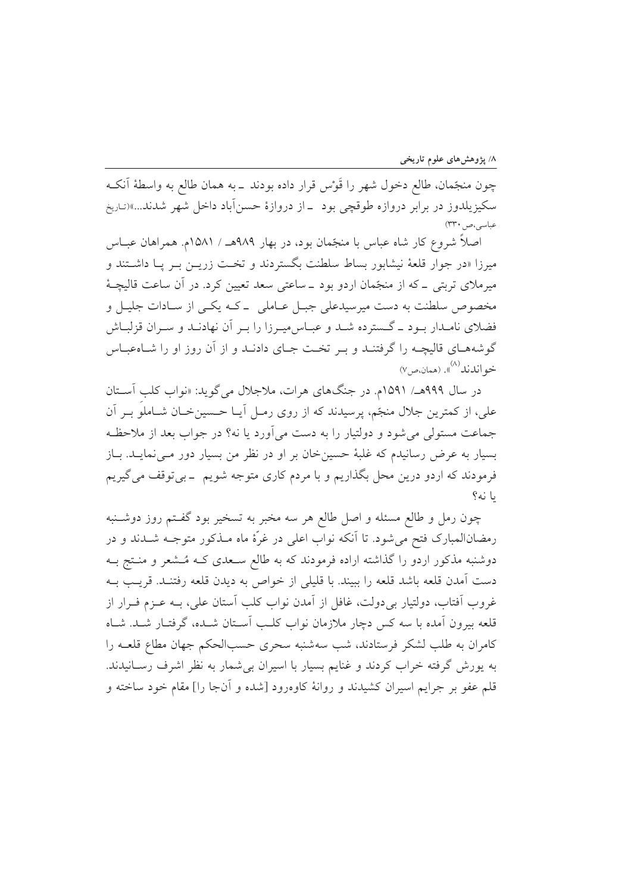چون منجّمان، طالع دخول شهر را قَوْس قرار داده بودند ـ به همان طالع به واسطهٔ آنکه سکیزیلدوز در برابر دروازه طوقچی بود ـ از دروازهٔ حسن‌آباد داخل شهر شدند...»(تاریخ عباسی،ص۳۳۰)

اصلاً شروع کار شاه عباس با منجّمان بود، در بهار ۹۸۹هـ / ۱۵۸۱م. همراهان عباس میرزا «در جوار قلعهٔ نیشابور بساط سلطنت بگستردند و تخت زرین بر پا داشتند و میرملای تربتی ـ که از منجّمان اردو بود ـ ساعتی سعد تعیین کرد. در آن ساعت قالیچهٔ مخصوص سلطنت به دست میرسیدعلی جبل عاملی ـ که یکی از سادات جلیل و فضلای نامدار بود ـ گسترده شد و عباس‌میرزا را بر آن نهادند و سران قزلباش گوشه‌های قالیچه را گرفتند و بر تخت جای دادند و از آن روز او را شاه‌عباس خواندند[۸]». (همان،ص۷)

در سال ۹۹۹هـ/ ۱۵۹۱م. در جنگ‌های هرات، ملاجلال می‌گوید: «نواب کلب آستان علی، از کمترین جلال منجّم، پرسیدند که از روی رمل آیا حسین‌خان شاملو بر آن جماعت مستولی می‌شود و دولتیار را به دست می‌آورد یا نه؟ در جواب بعد از ملاحظه بسیار به عرض رسانیدم که غلبهٔ حسین‌خان بر او در نظر من بسیار دور می‌نماید. باز فرمودند که اردو درین محل بگذاریم و با مردم کاری متوجه شویم ـ بی‌توقف می‌گیریم یا نه؟

چون رمل و طالع مسئله و اصل طالع هر سه مخبر به تسخیر بود گفتم روز دوشنبه رمضان‌المبارک فتح می‌شود. تا آنکه نواب اعلی در غرّهٔ ماه مذکور متوجه شدند و در دوشنبه مذکور اردو را گذاشته اراده فرمودند که به طالع سعدی که مُشعر و منتج به دست آمدن قلعه باشد قلعه را ببینند. با قلیلی از خواص به دیدن قلعه رفتند. قریب به غروب آفتاب، دولتیار بی‌دولت، غافل از آمدن نواب کلب آستان علی، به عزم فرار از قلعه بیرون آمده با سه کس دچار ملازمان نواب کلب آستان شده، گرفتار شد. شاه کامران به طلب لشکر فرستادند، شب سه‌شنبه سحری حسب‌الحکم جهان مطاع قلعه را به یورش گرفته خراب کردند و غنایم بسیار با اسیران بی‌شمار به نظر اشرف رسانیدند. قلم عفو بر جرایم اسیران کشیدند و روانهٔ کاوه‌رود [شده و آن‌جا را] مقام خود ساخته و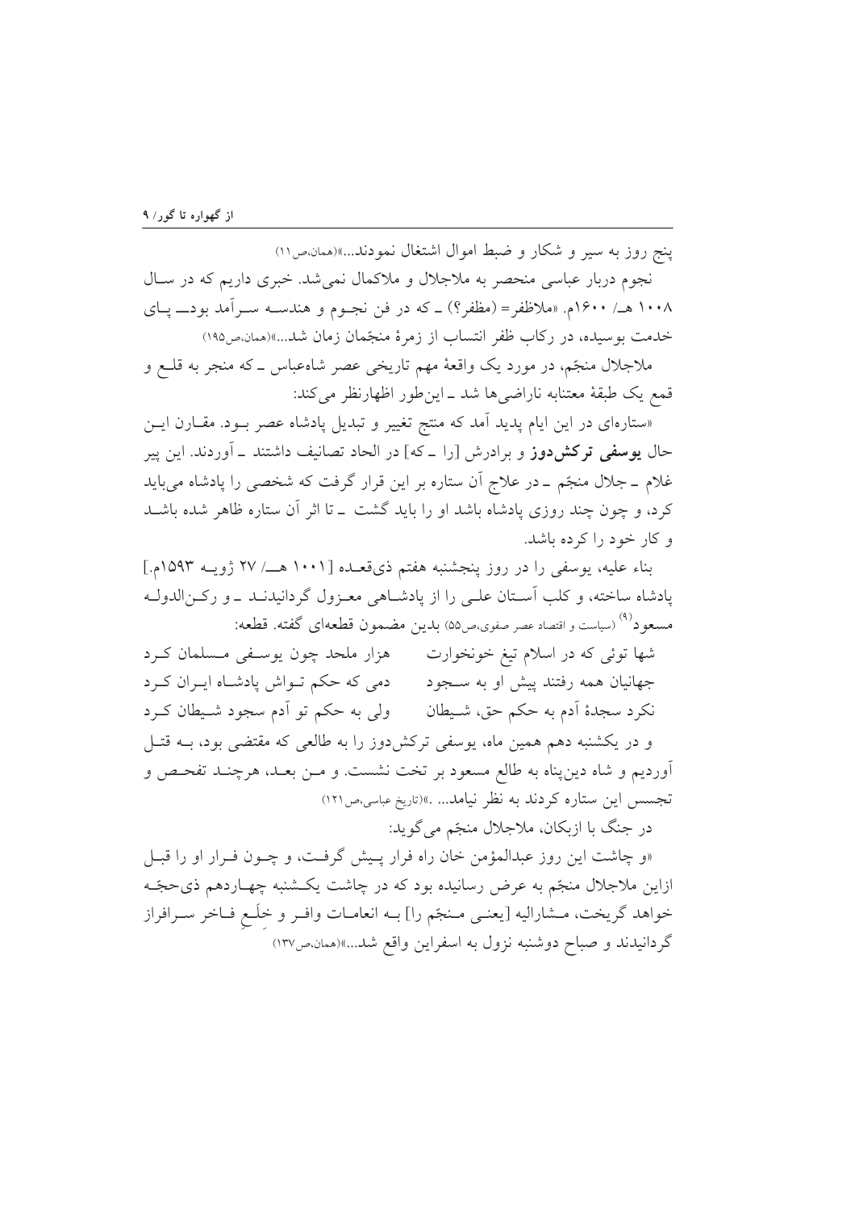پنج روز به سیر و شکار و ضبط اموال اشتغال نمودند...»(همان،ص۱۱)

نجوم دربار عباسی منحصر به ملاجلال و ملاکمال نمی‌شد. خبری داریم که در سال ۱۰۰۸ هـ/ ۱۶۰۰م. «ملاظفر= (مظفر؟) ـ که در فن نجوم و هندسه سرآمد بود ـ پای خدمت بوسیده، در رکاب ظفر انتساب از زمرهٔ منجّمان زمان شد...»(همان،ص۱۹۵)

ملاجلال منجّم، در مورد یک واقعهٔ مهم تاریخی عصر شاه‌عباس ـ که منجر به قلع و قمع یک طبقهٔ معتنابه ناراضی‌ها شد ـ این‌طور اظهارنظر می‌کند:

«ستاره‌ای در این ایام پدید آمد که منتج تغییر و تبدیل پادشاه عصر بود. مقارن این حال **یوسفی ترکش‌دوز** و برادرش [را ـ که] در الحاد تصانیف داشتند ـ آوردند. این پیر غلام ـ جلال منجّم ـ در علاج آن ستاره بر این قرار گرفت که شخصی را پادشاه می‌باید کرد، و چون چند روزی پادشاه باشد او را باید گشت ـ تا اثر آن ستاره ظاهر شده باشد و کار خود را کرده باشد.

بناء علیه، یوسفی را در روز پنجشنبه هفتم ذی‌قعده [۱۰۰۱ هـ/ ۲۷ ژوییه ۱۵۹۳م.] پادشاه ساخته، و کلب آستان علی را از پادشاهی معزول گردانیدند ـ و رکن‌الدوله مسعود[۹] (سیاست و اقتصاد عصر صفوی،ص۵۵) بدین مضمون قطعه‌ای گفته. قطعه:

شها توئی که در اسلام تیغ خونخوارت    هزار ملحد چون یوسفی مسلمان کرد
جهانیان همه رفتند پیش او به سجود    دمی که حکم تواش پادشاه ایران کرد
نکرد سجدهٔ آدم به حکم حق، شیطان    ولی به حکم تو آدم سجود شیطان کرد

و در یکشنبه دهم همین ماه، یوسفی ترکش‌دوز را به طالعی که مقتضی بود، به قتل آوردیم و شاه دین‌پناه به طالع مسعود بر تخت نشست. و من بعد، هرچند تفحص و تجسس این ستاره کردند به نظر نیامد... .»(تاریخ عباسی،ص۱۲۱)

در جنگ با ازبکان، ملاجلال منجّم می‌گوید:

«و چاشت این روز عبدالمؤمن خان راه فرار پیش گرفت، و چون فرار او را قبل ازاین ملاجلال منجّم به عرض رسانیده بود که در چاشت یکشنبه چهاردهم ذی‌حجّه خواهد گریخت، مشارالیه [یعنی منجّم را] به انعامات وافر و خلَعِ فاخر سرافراز گردانیدند و صباح دوشنبه نزول به اسفراین واقع شد...»(همان،ص۱۳۷)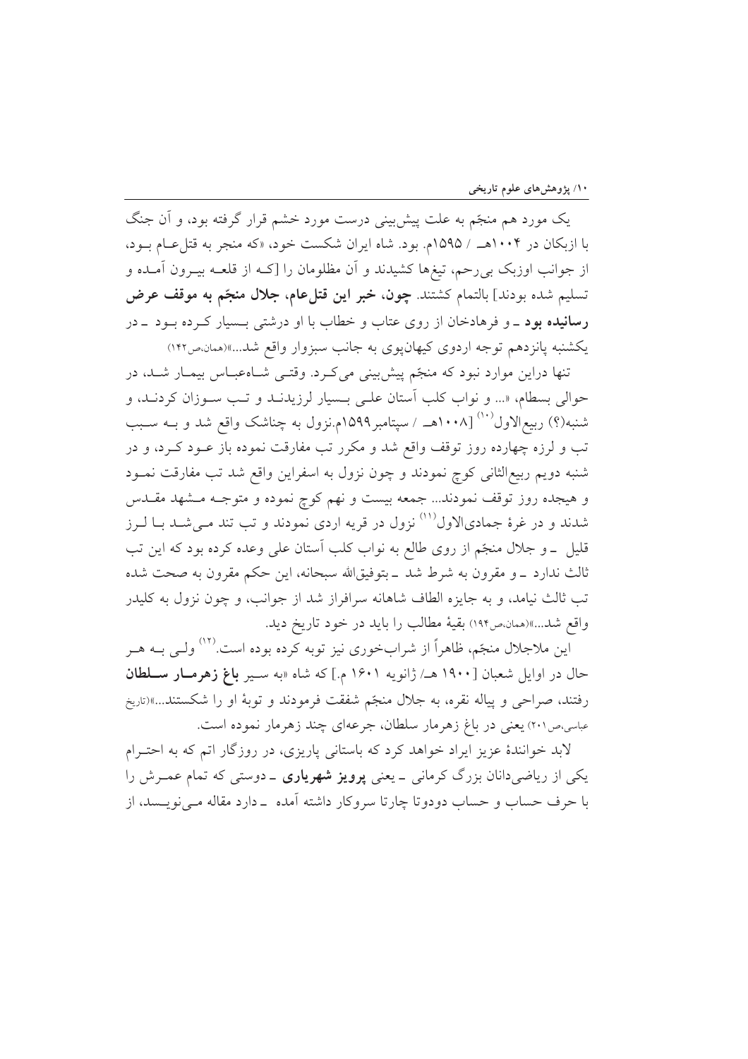یک مورد هم منجّم به علت پیش‌بینی درست مورد خشم قرار گرفته بود، و آن جنگ با ازبکان در ۱۰۰۴هـ / ۱۵۹۵م. بود. شاه ایران شکست خود، «که منجر به قتل‌عام بود، از جوانب اوزبک بی‌رحم، تیغ‌ها کشیدند و آن مظلومان را [کـه از قلعـه بیـرون آمـده و تسلیم شده بودند] بالتمام کشتند. **چون، خبر این قتل‌عام، جلال منجّم به موقف عرض رسانیده بود** ـ و فرهادخان از روی عتاب و خطاب با او درشتی بسیار کرده بود ـ در یکشنبه پانزدهم توجه اردوی کیهان‌پوی به جانب سبزوار واقع شد...»(همان،ص۱۴۲)

تنها دراین موارد نبود که منجّم پیش‌بینی می‌کرد. وقتی شاه‌عباس بیمار شد، در حوالی بسطام، «... و نواب کلب آستان علی بسیار لرزیدند و تب سوزان کردند، و شنبه(؟) ربیع‌الاول[۱۰] [۱۰۰۸هـ / سپتامبر۱۵۹۹م.نزول به چناشک واقع شد و به سبب تب و لرزه چهارده روز توقف واقع شد و مکرر تب مفارقت نموده باز عود کرد، و در شنبه دویم ربیع‌الثانی کوچ نمودند و چون نزول به اسفراین واقع شد تب مفارقت نمود و هیجده روز توقف نمودند... جمعه بیست و نهم کوچ نموده و متوجه مشهد مقدس شدند و در غرهٔ جمادی‌الاول[۱۱] نزول در قریه اردی نمودند و تب تند می‌شد با لرز قلیل ـ و جلال منجّم از روی طالع به نواب کلب آستان علی وعده کرده بود که این تب ثالث ندارد ـ و مقرون به شرط شد ـ بتوفیق‌الله سبحانه، این حکم مقرون به صحت شده تب ثالث نیامد، و به جایزه الطاف شاهانه سرافراز شد از جوانب، و چون نزول به کلیدر واقع شد...»(همان،ص۱۹۴) بقیهٔ مطالب را باید در خود تاریخ دید.

این ملاجلال منجّم، ظاهراً از شراب‌خوری نیز توبه کرده بوده است.[۱۲] ولی به هر حال در اوایل شعبان [۱۹۰۰ هـ/ ژانویه ۱۶۰۱ م.] که شاه «به سیر **باغ زهرمار سلطان** رفتند، صراحی و پیاله نقره، به جلال منجّم شفقت فرمودند و توبهٔ او را شکستند...»(تاریخ عباسی،ص۲۰۱) یعنی در باغ زهرمار سلطان، جرعه‌ای چند زهرمار نموده است.

لابد خوانندهٔ عزیز ایراد خواهد کرد که باستانی پاریزی، در روزگار اتم که به احترام یکی از ریاضی‌دانان بزرگ کرمانی ـ یعنی **پرویز شهریاری** ـ دوستی که تمام عمرش را با حرف حساب و حساب دودوتا چارتا سروکار داشته آمده ـ دارد مقاله می‌نویسد، از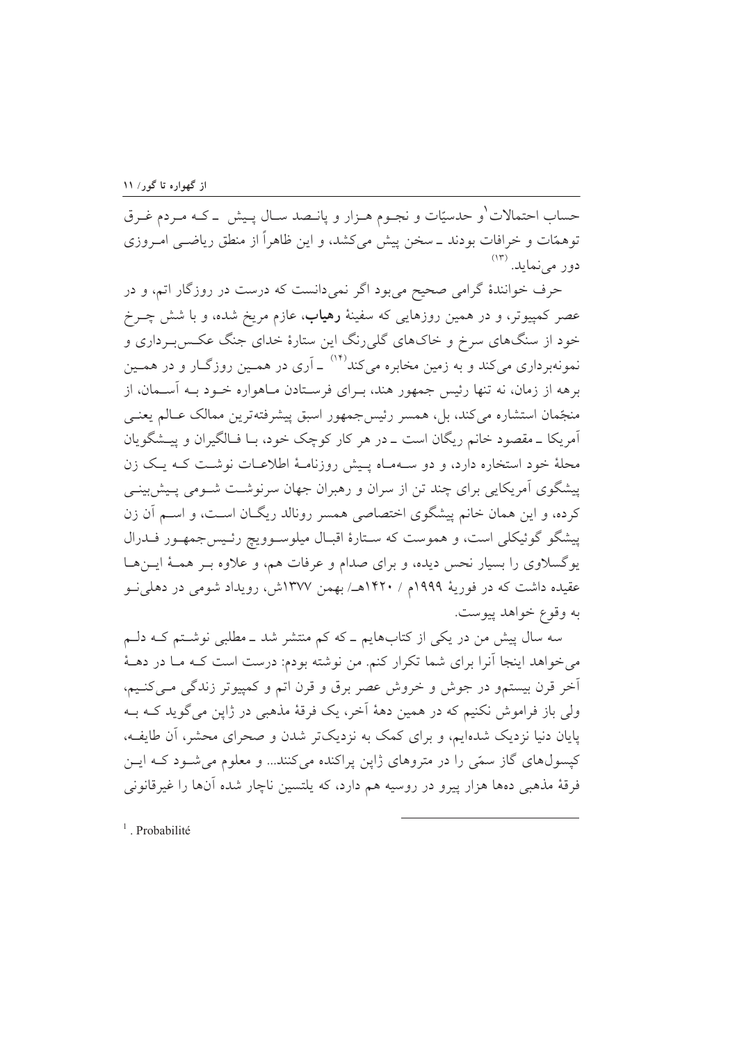حساب احتمالات[1] و حدسیّات و نجوم هزار و پانصد سال پیش ـ که مردم غرق توهمّات و خرافات بودند ـ سخن پیش می‌کشد، و این ظاهراً از منطق ریاضی امروزی دور می‌نماید.[13]

حرف خوانندهٔ گرامی صحیح می‌بود اگر نمی‌دانست که درست در روزگار اتم، و در عصر کمپیوتر، و در همین روزهایی که سفینهٔ **رهیاب**، عازم مریخ شده، و با شش چرخ خود از سنگ‌های سرخ و خاک‌های گلی‌رنگ این ستارهٔ خدای جنگ عکس‌برداری و نمونه‌برداری می‌کند و به زمین مخابره می‌کند[14] ـ آری در همین روزگار و در همین برهه از زمان، نه تنها رئیس جمهور هند، برای فرستادن ماهواره خود به آسمان، از منجّمان استشاره می‌کند، بل، همسر رئیس‌جمهور اسبق پیشرفته‌ترین ممالک عالم یعنی آمریکا ـ مقصود خانم ریگان است ـ در هر کار کوچک خود، با فالگیران و پیشگویان محلهٔ خود استخاره دارد، و دو سه‌ماه پیش روزنامهٔ اطلاعات نوشت که یک زن پیشگوی آمریکایی برای چند تن از سران و رهبران جهان سرنوشت شومی پیش‌بینی کرده، و این همان خانم پیشگوی اختصاصی همسر رونالد ریگان است، و اسم آن زن پیشگو گوئیکلی است، و هموست که ستارهٔ اقبال میلوسوویچ رئیس‌جمهور فدرال یوگسلاوی را بسیار نحس دیده، و برای صدام و عرفات هم، و علاوه بر همهٔ این‌ها عقیده داشت که در فوریهٔ ۱۹۹۹م / ۱۴۲۰هـ/ بهمن ۱۳۷۷ش، رویداد شومی در دهلی‌نو به وقوع خواهد پیوست.

سه سال پیش من در یکی از کتاب‌هایم ـ که کم منتشر شد ـ مطلبی نوشتم که دلم می‌خواهد اینجا آنرا برای شما تکرار کنم. من نوشته بودم: درست است که ما در دههٔ آخر قرن بیستم‌و در جوش و خروش عصر برق و قرن اتم و کمپیوتر زندگی می‌کنیم، ولی باز فراموش نکنیم که در همین دههٔ آخر، یک فرقهٔ مذهبی در ژاپن می‌گوید که به پایان دنیا نزدیک شده‌ایم، و برای کمک به نزدیک‌تر شدن و صحرای محشر، آن طایفه، کپسول‌های گاز سمّی را در متروهای ژاپن پراکنده می‌کنند... و معلوم می‌شود که این فرقهٔ مذهبی ده‌ها هزار پیرو در روسیه هم دارد، که یلتسین ناچار شده آن‌ها را غیرقانونی

---

[1]. Probabilité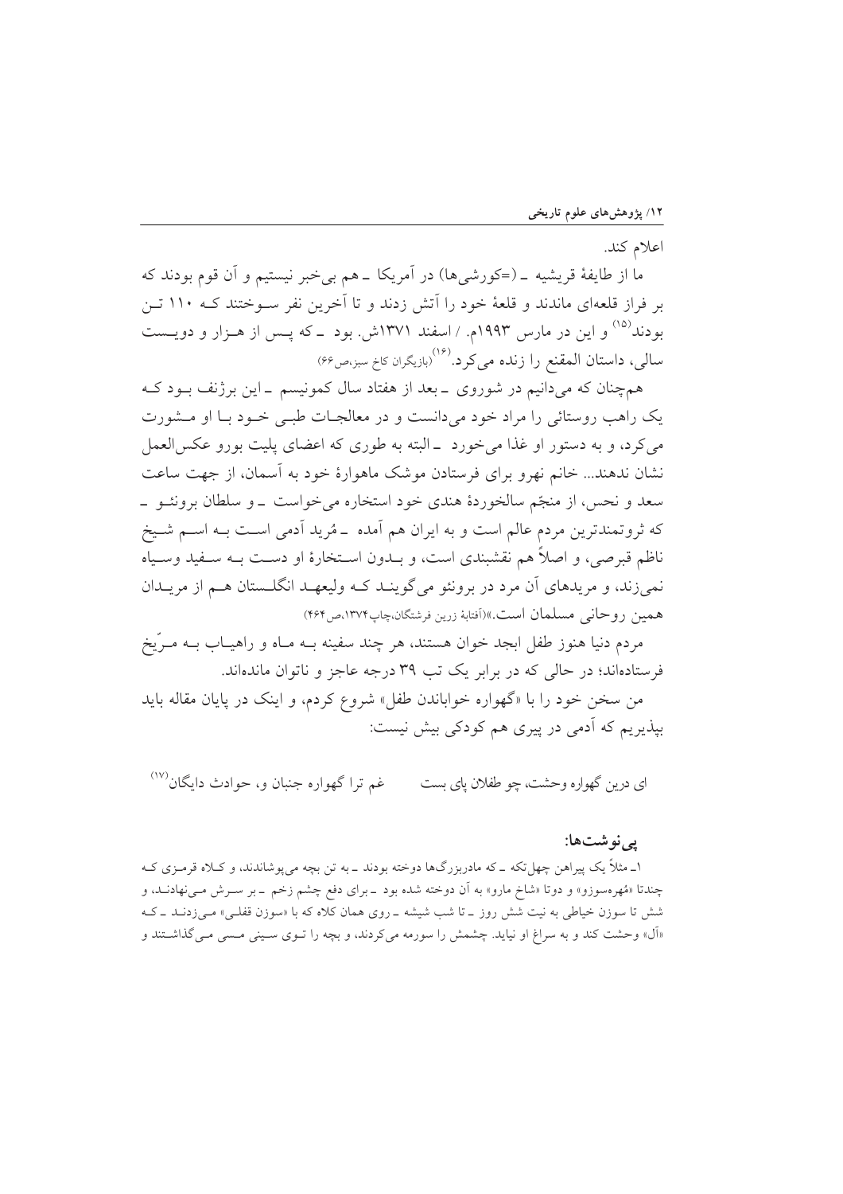اعلام کند.

ما از طایفهٔ قریشیه ـ (=کورشی‌ها) در آمریکا ـ هم بی‌خبر نیستیم و آن قوم بودند که بر فراز قلعه‌ای ماندند و قلعهٔ خود را آتش زدند و تا آخرین نفر سوختند که ۱۱۰ تن بودند[۱۵] و این در مارس ۱۹۹۳م. / اسفند ۱۳۷۱ش. بود ـ که پس از هزار و دویست سالی، داستان المقنع را زنده می‌کرد.[۱۶] (بازیگران کاخ سبز،ص۶۶)

همچنان که می‌دانیم در شوروی ـ بعد از هفتاد سال کمونیسم ـ این برژنف بود که یک راهب روستائی را مراد خود می‌دانست و در معالجات طبی خود با او مشورت می‌کرد، و به دستور او غذا می‌خورد ـ البته به طوری که اعضای پلیت بورو عکس‌العمل نشان ندهند... خانم نهرو برای فرستادن موشک ماهوارهٔ خود به آسمان، از جهت ساعت سعد و نحس، از منجّم سالخوردهٔ هندی خود استخاره می‌خواست ـ و سلطان برونئو ـ که ثروتمندترین مردم عالم است و به ایران هم آمده ـ مُرید آدمی است به اسم شیخ ناظم قبرصی، و اصلاً هم نقشبندی است، و بدون استخارهٔ او دست به سفید وسیاه نمی‌زند، و مریدهای آن مرد در برونئو می‌گویند که ولیعهد انگلستان هم از مریدان همین روحانی مسلمان است.»(آفتابهٔ زرین فرشتگان،چاپ۱۳۷۴،ص۴۶۴)

مردم دنیا هنوز طفل ابجد خوان هستند، هر چند سفینه به ماه و راهیاب به مرّیخ فرستاده‌اند؛ در حالی که در برابر یک تب ۳۹ درجه عاجز و ناتوان مانده‌اند.

من سخن خود را با «گهواره خواباندن طفل» شروع کردم، و اینک در پایان مقاله باید بپذیریم که آدمی در پیری هم کودکی بیش نیست:

ای درین گهواره وحشت، چو طفلان پای بست　　غم ترا گهواره جنبان و، حوادث دایگان[۱۷]

## پی‌نوشت‌ها:

۱ـ مثلاً یک پیراهن چهل‌تکه ـ که مادربزرگ‌ها دوخته بودند ـ به تن بچه می‌پوشاندند، و کلاه قرمزی که چندتا «مُهره‌سوزو» و دوتا «شاخ مارو» به آن دوخته شده بود ـ برای دفع چشم زخم ـ بر سرش می‌نهادند، و شش تا سوزن خیاطی به نیت شش روز ـ تا شب شیشه ـ روی همان کلاه که با «سوزن قفلی» می‌زدند ـ که «آل» وحشت کند و به سراغ او نیاید. چشمش را سورمه می‌کردند، و بچه را توی سینی مسی می‌گذاشتند و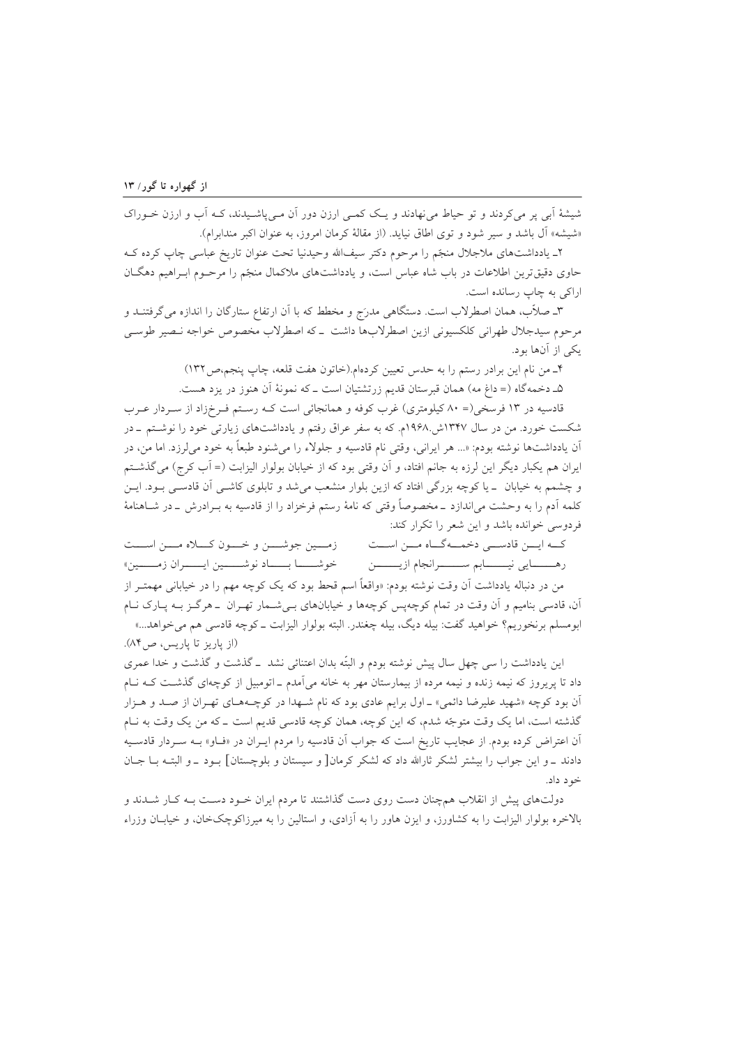شیشهٔ آبی پر می‌کردند و تو حیاط می‌نهادند و یک کمی ارزن دور آن می‌پاشیدند، که آب و ارزن خوراک «شیشه» آل باشد و سیر شود و توی اطاق نیاید. (از مقالهٔ کرمان امروز، به عنوان اکبر مندابرام).

۲ـ یادداشت‌های ملاجلال منجّم را مرحوم دکتر سیف‌الله وحیدنیا تحت عنوان تاریخ عباسی چاپ کرده که حاوی دقیق‌ترین اطلاعات در باب شاه عباس است، و یادداشت‌های ملاکمال منجّم را مرحوم ابراهیم دهگان اراکی به چاپ رسانده است.

۳ـ صلاّب، همان اصطرلاب است. دستگاهی مدرَج و مخطط که با آن ارتفاع ستارگان را اندازه می‌گرفتند و مرحوم سیدجلال طهرانی کلکسیونی ازین اصطرلاب‌ها داشت ـ که اصطرلاب مخصوص خواجه نصیر طوسی یکی از آنها بود.

۴ـ من نام این برادر رستم را به حدس تعیین کرده‌ام.(خاتون هفت قلعه، چاپ پنجم،ص۱۳۲)

۵ـ دخمه‌گاه (= داغ مه) همان قبرستان قدیم زرتشتیان است ـ که نمونهٔ آن هنوز در یزد هست.

قادسیه در ۱۳ فرسخی(= ۸۰ کیلومتری) غرب کوفه و همانجائی است که رستم فرخزاد از سردار عرب شکست خورد. من در سال ۱۳۴۷ش.۱۹۶۸م. که به سفر عراق رفتم و یادداشت‌های زیارتی خود را نوشتم ـ در آن یادداشت‌ها نوشته بودم: «... هر ایرانی، وقتی نام قادسیه و جلولاء را می‌شنود طبعاً به خود می‌لرزد. اما من، در ایران هم یکبار دیگر این لرزه به جانم افتاد، و آن وقتی بود که از خیابان بولوار الیزابت (= آب کرج) می‌گذشتم و چشمم به خیابان ـ یا کوچه بزرگی افتاد که ازین بلوار منشعب می‌شد و تابلوی کاشی آن قادسی بود. این کلمه آدم را به وحشت می‌اندازد ـ مخصوصاً وقتی که نامهٔ رستم فرخزاد را از قادسیه به برادرش ـ در شاهنامهٔ فردوسی خوانده باشد و این شعر را تکرار کند:

که این قادسی دخمه‌گاه من است　　زمین جوشن و خون کلاه من است

رهایی نیابم سرانجام ازین　　خوشا باد نوشین ایران زمین»

من در دنباله یادداشت آن وقت نوشته بودم: «واقعاً اسم قحط بود که یک کوچه مهم را در خیابانی مهمتر از آن، قادسی بنامیم و آن وقت در تمام کوچه‌پس کوچه‌ها و خیابان‌های بی‌شمار تهران ـ هرگز به پارک نام ابومسلم برنخوریم؟ خواهید گفت: بیله دیگ، بیله چغندر. البته بولوار الیزابت ـ کوچه قادسی هم می‌خواهد...» (از پاریز تا پاریس، ص۸۴).

این یادداشت را سی چهل سال پیش نوشته بودم و البتّه بدان اعتنائی نشد ـ گذشت و گذشت و خدا عمری داد تا پریروز که نیمه زنده و نیمه مرده از بیمارستان مهر به خانه می‌آمدم ـ اتومبیل از کوچه‌ای گذشت که نام آن بود کوچه «شهید علیرضا دائمی» ـ اول برایم عادی بود که نام شهدا در کوچه‌های تهران از صد و هزار گذشته است، اما یک وقت متوجّه شدم، که این کوچه، همان کوچه قادسی قدیم است ـ که من یک وقت به نام آن اعتراض کرده بودم. از عجایب تاریخ است که جواب آن قادسیه را مردم ایران در «فاو» به سردار قادسیه دادند ـ و این جواب را بیشتر لشکر ثارالله داد که لشکر کرمان[ و سیستان و بلوچستان] بود ـ و البته با جان خود داد.

دولت‌های پیش از انقلاب همچنان دست روی دست گذاشتند تا مردم ایران خود دست به کار شدند و بالاخره بولوار الیزابت را به کشاورز، و ایزن هاور را به آزادی، و استالین را به میرزاکوچک‌خان، و خیابان وزراء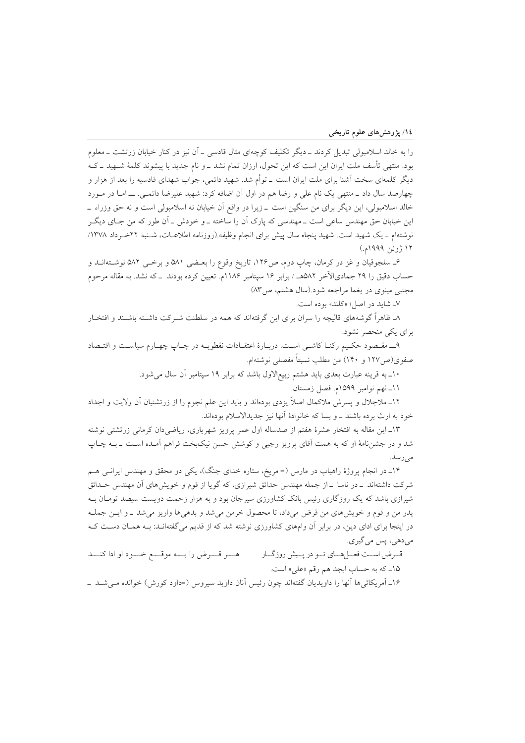را به خالد اسلامبولی تبدیل کردند ـ دیگر تکلیف کوچه‌ای مثال قادسی ـ آن نیز در کنار خیابان زرتشت ـ معلوم بود. منتهی تأسف ملت ایران این است که این تحول، ارزان تمام نشد ـ و نام جدید با پیشوند کلمهٔ شهید ـ که دیگر کلمه‌ای سخت آشنا برای ملت ایران است ـ توأم شد. شهید دائمی، جواب شهدای قادسیه را بعد از هزار و چهارصد سال داد ـ منتهی یک نام علی و رضا هم در اول آن اضافه کرد: شهید علیرضا دائمی. ـــ اما در مورد خالد اسلامبولی، این دیگر برای من سنگین است ـ زیرا در واقع آن خیابان نه اسلامبولی است و نه حق وزراء ـ این خیابان حق مهندس ساعی است ـ مهندسی که پارک آن را ساخته ـ و خودش ـ آن طور که من جای دیگر نوشته‌ام ـ یک شهید است. شهید پنجاه سال پیش برای انجام وظیفه.(روزنامه اطلاعات، شنبه ۲۲خرداد ۱۳۷۸/ ۱۲ ژوئن ۱۹۹۹م.)

۶ـ سلجوقیان و غز در کرمان، چاپ دوم، ص۱۲۶، تاریخ وقوع را بعضی ۵۸۱ و برخی ۵۸۲ نوشته‌اند و حساب دقیق را ۲۹ جمادی‌الآخر ۵۸۲هـ / برابر ۱۶ سپتامبر ۱۱۸۶م. تعیین کرده بودند ـ که نشد. به مقاله مرحوم مجتبی مینوی در یغما مراجعه شود.(سال هشتم، ص۸۳)

۷ـ شاید در اصل؛ «کلند» بوده است.

۸ـ ظاهراً گوشه‌های قالیچه را سران برای این گرفته‌اند که همه در سلطنت شرکت داشته باشند و افتخار برای یکی منحصر نشود.

۹ـــ مقصود حکیم رکنا کاشی است. دربارهٔ اعتقادات نقطویه در چاپ چهارم سیاست و اقتصاد صفوی(ص۱۲۷ و ۱۴۰) من مطلب نسبتاً مفصلی نوشته‌ام.

۱۰ـ به قرینه عبارت بعدی باید هشتم ربیع‌الاول باشد که برابر ۱۹ سپتامبر آن سال می‌شود.

۱۱ـ نهم نوامبر ۱۵۹۹م. فصل زمستان.

۱۲ـ ملاجلال و پسرش ملاکمال اصلاً یزدی بوده‌اند و باید این علم نجوم را از زرتشتیان آن ولایت و اجداد خود به ارث برده باشند ـ و بسا که خانوادهٔ آنها نیز جدیدالاسلام بوده‌اند.

۱۳ـ این مقاله به افتخار عشرهٔ هفتم از صدساله اول عمر پرویز شهریاری، ریاضی‌دان کرمانی زرتشتی نوشته شد و در جشن‌نامهٔ او که به همت آقای پرویز رجبی و کوشش حسن نیک‌بخت فراهم آمده است ـ به چاپ می‌رسد.

۱۴ـ در انجام پروژهٔ راهیاب در مارس (= مریخ، ستاره خدای جنگ)، یکی دو محقق و مهندس ایرانی هم شرکت داشته‌اند ـ در ناسا ـ از جمله مهندس حدائق شیرازی، که گویا از قوم و خویش‌های آن مهندس حدائق شیرازی باشد که یک روزگاری رئیس بانک کشاورزی سیرجان بود و به هزار زحمت دویست سیصد تومان به پدر من و قوم و خویش‌های من قرض می‌داد، تا محصول خرمن می‌شد و بدهی‌ها واریز می‌شد ـ و این جمله در اینجا برای ادای دین، در برابر آن وام‌های کشاورزی نوشته شد که از قدیم می‌گفته‌اند: به همان دست که می‌دهی، پس می‌گیری.

قرض است فعل‌های تو در پیش روزگار        هر قرض را به موقع خود او ادا کند

۱۵ـ که به حساب ابجد هم رقم «علی» است.

۱۶ـ آمریکائی‌ها آنها را داویدیان گفته‌اند چون رئیس آنان داوید سیروس (=داود کورش) خوانده می‌شد ـ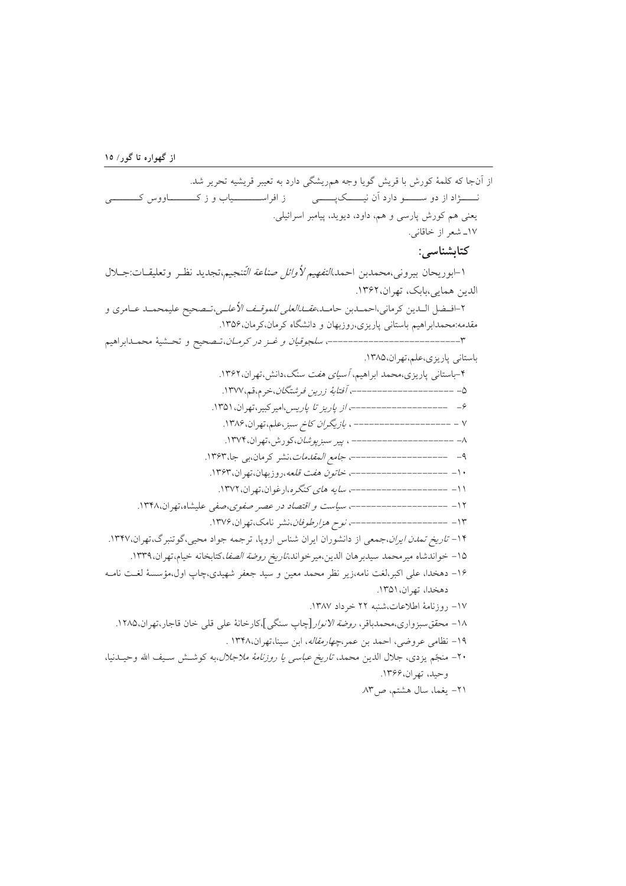از آنجا که کلمهٔ کورش با قریش گویا وجه هم‌ریشگی دارد به تعبیر قریشیه تحریر شد.

نـــــژاد از دو ســـــو دارد آن نیـــــک‌پـــــی ز افراســـــیاب و ز کـــــاووس کـــــی

یعنی هم کورش پارسی و هم، داود، دیوید، پیامبر اسرائیلی.

۱۷ـ شعر از خاقانی.

## کتابشناسی:

۱–ابوریحان بیرونی،محمدبن احمد،*التفهیم لأوائل صناعة التّنجیم*،تجدید نظر وتعلیقات:جلال الدین همایی،بابک، تهران،۱۳۶۲.

۲–افضل الـدین کرمانی،احمـدبن حامـد،*عقـدالعلی للموقـف الأعلـی*،تـصحیح علیمحمـد عـامری و مقدمه:محمدابراهیم باستانی پاریزی،روزبهان و دانشگاه کرمان،کرمان،۱۳۵۶.

۳–--------------------------، *سلجوقیان و غـز در کرمـان*،تـصحیح و تحـشیهٔ محمـدابراهیم باستانی پاریزی،علم،تهران،۱۳۸۵.

۴–باستانی پاریزی،محمد ابراهیم، *آسیای هفت سنگ*،دانش،تهران،۱۳۶۲.

۵– ------------------، *آفتابهٔ زرین فرشتگان*،خرم،قم،۱۳۷۷.

۶– ------------------، *از پاریز تا پاریس*،امیرکبیر،تهران،۱۳۵۱.

۷ – ------------------ ، *بازیگران کاخ سبز*،علم،تهران،۱۳۸۶.

۸– ------------------ ، *پیر سبزپوشان*،کورش،تهران،۱۳۷۴.

۹– ------------------، *جامع المقدمات*،نشر کرمان،بی جا،۱۳۶۳.

۱۰– ------------------، *خاتون هفت قلعه*،روزبهان،تهران،۱۳۶۳.

۱۱– ------------------، *سایه های کنگره*،ارغوان،تهران،۱۳۷۲.

۱۲– ------------------، *سیاست و اقتصاد در عصر صفوی*،صفی علیشاه،تهران،۱۳۴۸.

۱۳– ------------------، *نوح هزارطوفان*،نشر نامک،تهران،۱۳۷۶.

۱۴– *تاریخ تمدن ایران*،جمعی از دانشوران ایران شناس اروپا، ترجمه جواد محیی،گوتنبرگ،تهران،۱۳۴۷.

۱۵– خواندشاه میرمحمد سیدبرهان الدین،میرخواند،*تاریخ روضة الصفا*،کتابخانه خیام،تهران،۱۳۳۹.

۱۶– دهخدا، علی اکبر،لغت نامه،زیر نظر محمد معین و سید جعفر شهیدی،چاپ اول،مؤسسهٔ لغت نامه دهخدا، تهران،۱۳۵۱.

۱۷– روزنامهٔ اطلاعات،شنبه ۲۲ خرداد ۱۳۸۷.

۱۸– محقق‌سبزواری،محمدباقر، *روضة الانوار*[چاپ سنگی]،کارخانهٔ علی قلی خان قاجار،تهران،۱۲۸۵.

۱۹– نظامی عروضی، احمد بن عمر،*چهارمقاله*، ابن سینا،تهران،۱۳۴۸ .

۲۰– منجّم یزدی، جلال الدین محمد، *تاریخ عباسی یا روزنامهٔ ملاجلال*،به کوشش سیف الله وحیدنیا، وحید، تهران،۱۳۶۶.

۲۱– یغما، سال هشتم، ص۸۳.